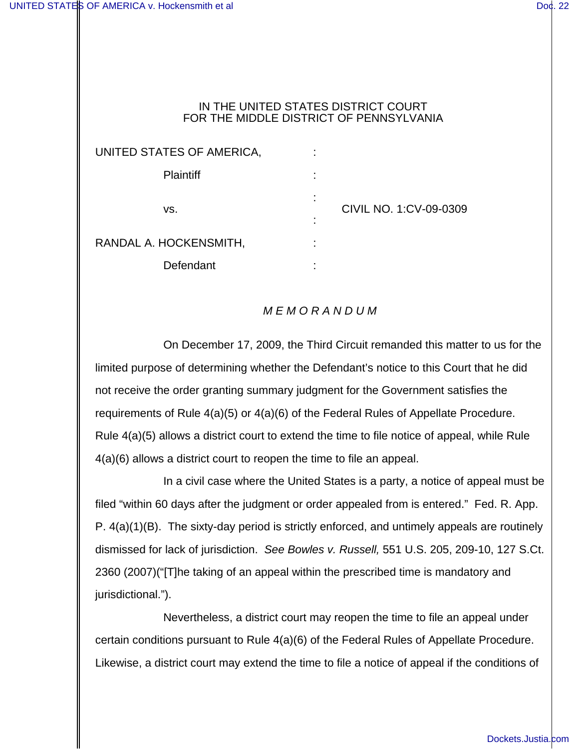IN THE UNITED STATES DISTRICT COURT
FOR THE MIDDLE DISTRICT OF PENNSYLVANIA

| | | |
|---|---|---|
| UNITED STATES OF AMERICA, | : | |
| Plaintiff | : | |
| vs. | : | CIVIL NO. 1:CV-09-0309 |
| RANDAL A. HOCKENSMITH, | : | |
| Defendant | : | |

## *M E M O R A N D U M*

On December 17, 2009, the Third Circuit remanded this matter to us for the limited purpose of determining whether the Defendant's notice to this Court that he did not receive the order granting summary judgment for the Government satisfies the requirements of Rule 4(a)(5) or 4(a)(6) of the Federal Rules of Appellate Procedure. Rule 4(a)(5) allows a district court to extend the time to file notice of appeal, while Rule 4(a)(6) allows a district court to reopen the time to file an appeal.

In a civil case where the United States is a party, a notice of appeal must be filed "within 60 days after the judgment or order appealed from is entered." Fed. R. App. P. 4(a)(1)(B). The sixty-day period is strictly enforced, and untimely appeals are routinely dismissed for lack of jurisdiction. *See Bowles v. Russell,* 551 U.S. 205, 209-10, 127 S.Ct. 2360 (2007)("[T]he taking of an appeal within the prescribed time is mandatory and jurisdictional.").

Nevertheless, a district court may reopen the time to file an appeal under certain conditions pursuant to Rule 4(a)(6) of the Federal Rules of Appellate Procedure. Likewise, a district court may extend the time to file a notice of appeal if the conditions of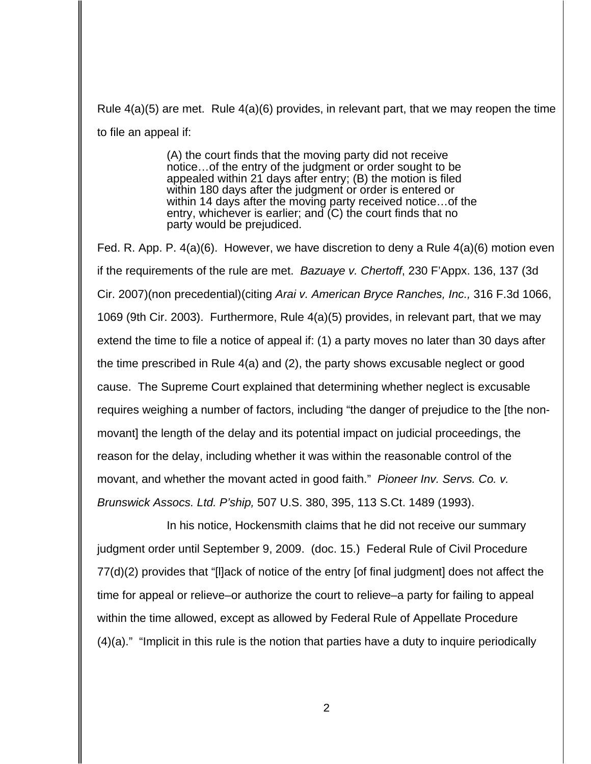Rule 4(a)(5) are met. Rule 4(a)(6) provides, in relevant part, that we may reopen the time to file an appeal if:

> (A) the court finds that the moving party did not receive notice…of the entry of the judgment or order sought to be appealed within 21 days after entry; (B) the motion is filed within 180 days after the judgment or order is entered or within 14 days after the moving party received notice…of the entry, whichever is earlier; and (C) the court finds that no party would be prejudiced.

Fed. R. App. P. 4(a)(6). However, we have discretion to deny a Rule 4(a)(6) motion even if the requirements of the rule are met. *Bazuaye v. Chertoff*, 230 F'Appx. 136, 137 (3d Cir. 2007)(non precedential)(citing *Arai v. American Bryce Ranches, Inc.,* 316 F.3d 1066, 1069 (9th Cir. 2003). Furthermore, Rule 4(a)(5) provides, in relevant part, that we may extend the time to file a notice of appeal if: (1) a party moves no later than 30 days after the time prescribed in Rule 4(a) and (2), the party shows excusable neglect or good cause. The Supreme Court explained that determining whether neglect is excusable requires weighing a number of factors, including "the danger of prejudice to the [the non-movant] the length of the delay and its potential impact on judicial proceedings, the reason for the delay, including whether it was within the reasonable control of the movant, and whether the movant acted in good faith." *Pioneer Inv. Servs. Co. v. Brunswick Assocs. Ltd. P'ship,* 507 U.S. 380, 395, 113 S.Ct. 1489 (1993).

In his notice, Hockensmith claims that he did not receive our summary judgment order until September 9, 2009. (doc. 15.) Federal Rule of Civil Procedure 77(d)(2) provides that "[l]ack of notice of the entry [of final judgment] does not affect the time for appeal or relieve–or authorize the court to relieve–a party for failing to appeal within the time allowed, except as allowed by Federal Rule of Appellate Procedure (4)(a)." "Implicit in this rule is the notion that parties have a duty to inquire periodically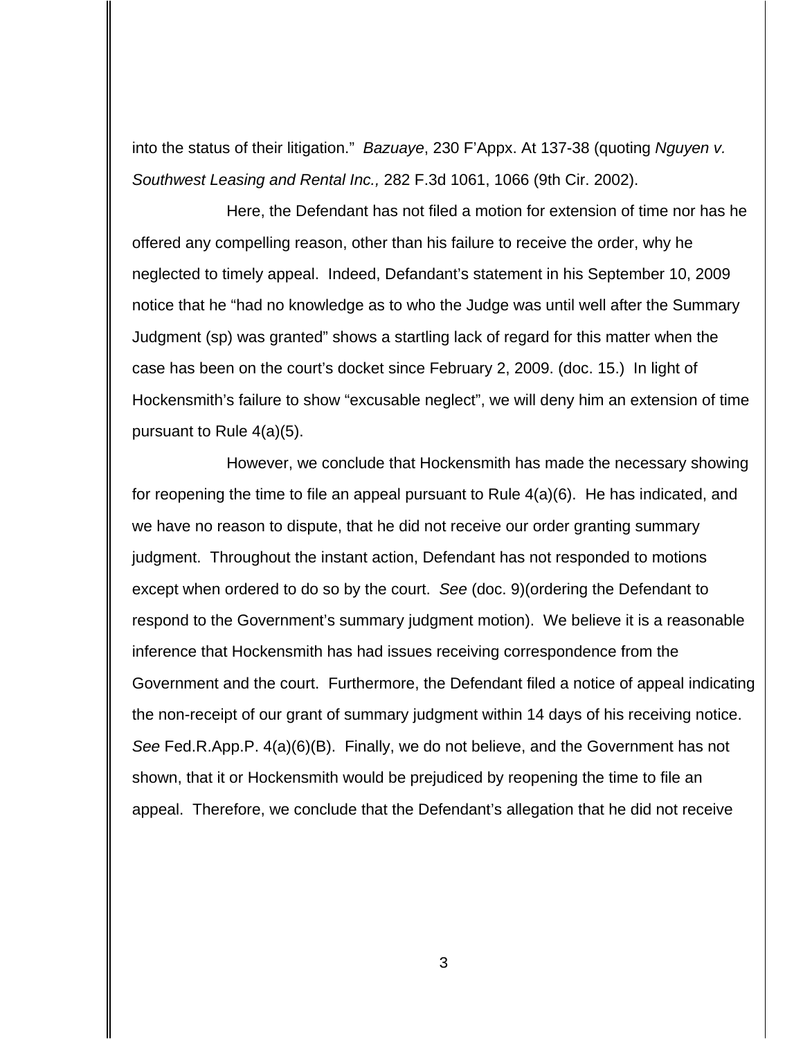into the status of their litigation." *Bazuaye*, 230 F'Appx. At 137-38 (quoting *Nguyen v. Southwest Leasing and Rental Inc.,* 282 F.3d 1061, 1066 (9th Cir. 2002).

Here, the Defendant has not filed a motion for extension of time nor has he offered any compelling reason, other than his failure to receive the order, why he neglected to timely appeal. Indeed, Defandant's statement in his September 10, 2009 notice that he "had no knowledge as to who the Judge was until well after the Summary Judgment (sp) was granted" shows a startling lack of regard for this matter when the case has been on the court's docket since February 2, 2009. (doc. 15.) In light of Hockensmith's failure to show "excusable neglect", we will deny him an extension of time pursuant to Rule 4(a)(5).

However, we conclude that Hockensmith has made the necessary showing for reopening the time to file an appeal pursuant to Rule 4(a)(6). He has indicated, and we have no reason to dispute, that he did not receive our order granting summary judgment. Throughout the instant action, Defendant has not responded to motions except when ordered to do so by the court. *See* (doc. 9)(ordering the Defendant to respond to the Government's summary judgment motion). We believe it is a reasonable inference that Hockensmith has had issues receiving correspondence from the Government and the court. Furthermore, the Defendant filed a notice of appeal indicating the non-receipt of our grant of summary judgment within 14 days of his receiving notice. *See* Fed.R.App.P. 4(a)(6)(B). Finally, we do not believe, and the Government has not shown, that it or Hockensmith would be prejudiced by reopening the time to file an appeal. Therefore, we conclude that the Defendant's allegation that he did not receive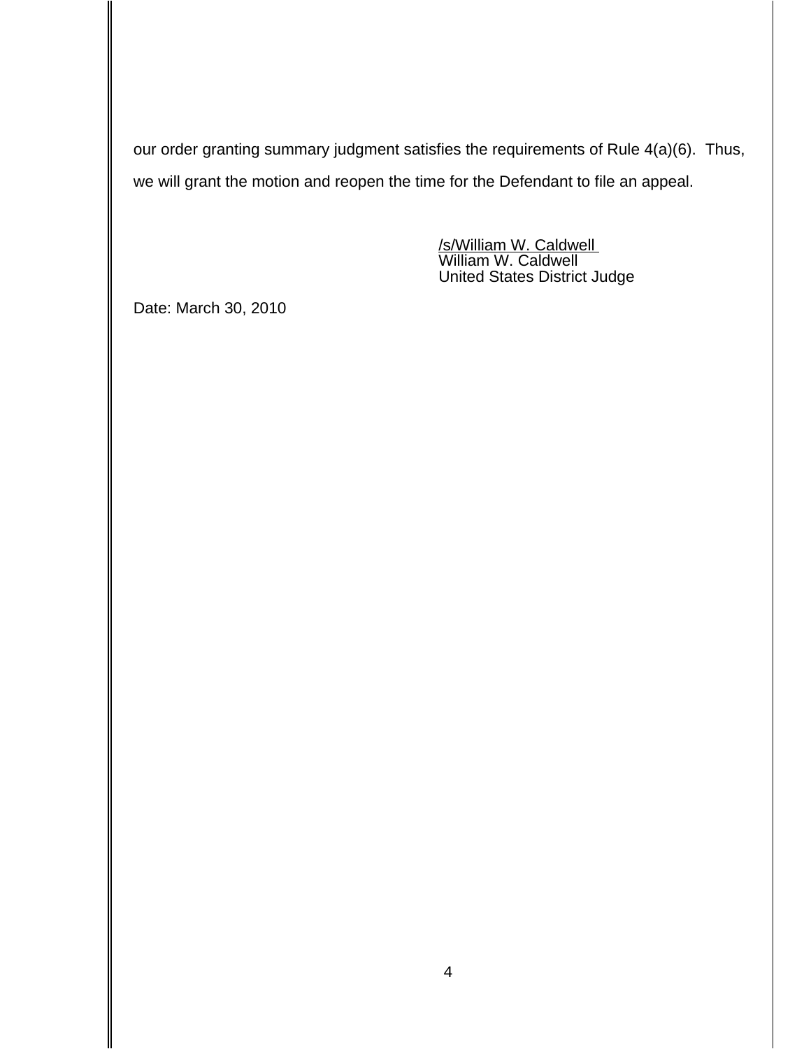our order granting summary judgment satisfies the requirements of Rule 4(a)(6). Thus, we will grant the motion and reopen the time for the Defendant to file an appeal.

/s/William W. Caldwell
William W. Caldwell
United States District Judge

Date: March 30, 2010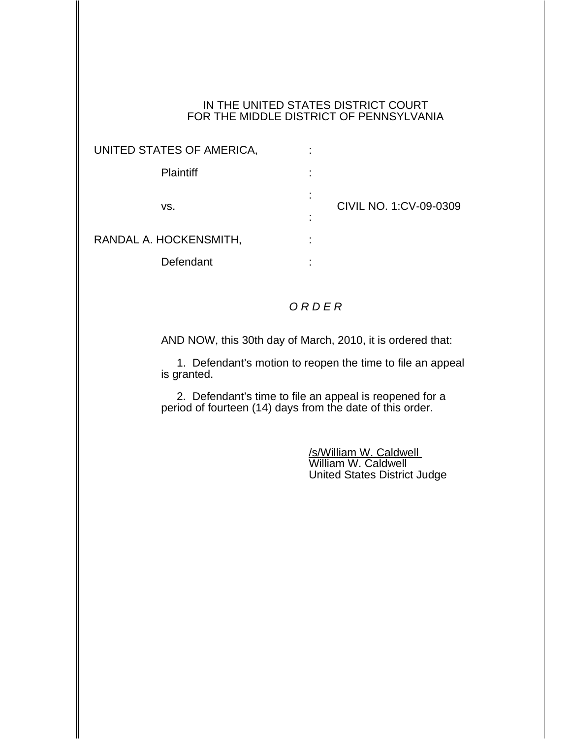IN THE UNITED STATES DISTRICT COURT
FOR THE MIDDLE DISTRICT OF PENNSYLVANIA

| | | |
|---|---|---|
| UNITED STATES OF AMERICA, | : | |
| Plaintiff | : | |
| vs. | : | CIVIL NO. 1:CV-09-0309 |
| RANDAL A. HOCKENSMITH, | : | |
| Defendant | : | |

*O R D E R*

AND NOW, this 30th day of March, 2010, it is ordered that:

1. Defendant's motion to reopen the time to file an appeal is granted.

2. Defendant's time to file an appeal is reopened for a period of fourteen (14) days from the date of this order.

/s/William W. Caldwell
William W. Caldwell
United States District Judge